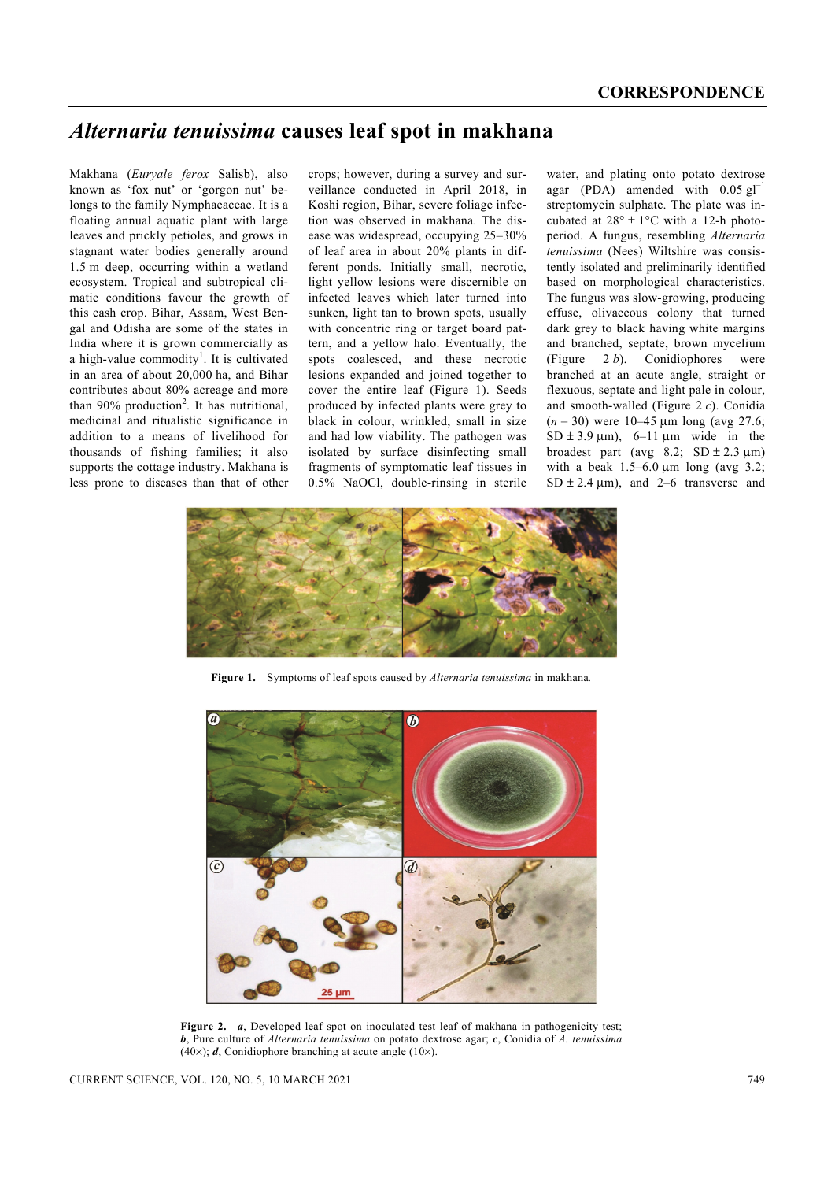# *Alternaria tenuissima* causes leaf spot in makhana

Makhana (*Euryale ferox* Salisb), also known as 'fox nut' or 'gorgon nut' belongs to the family Nymphaeaceae. It is a floating annual aquatic plant with large leaves and prickly petioles, and grows in stagnant water bodies generally around 1.5 m deep, occurring within a wetland ecosystem. Tropical and subtropical climatic conditions favour the growth of this cash crop. Bihar, Assam, West Bengal and Odisha are some of the states in India where it is grown commercially as a high-value commodity[1]. It is cultivated in an area of about 20,000 ha, and Bihar contributes about 80% acreage and more than 90% production[2]. It has nutritional, medicinal and ritualistic significance in addition to a means of livelihood for thousands of fishing families; it also supports the cottage industry. Makhana is less prone to diseases than that of other crops; however, during a survey and surveillance conducted in April 2018, in Koshi region, Bihar, severe foliage infection was observed in makhana. The disease was widespread, occupying 25–30% of leaf area in about 20% plants in different ponds. Initially small, necrotic, light yellow lesions were discernible on infected leaves which later turned into sunken, light tan to brown spots, usually with concentric ring or target board pattern, and a yellow halo. Eventually, the spots coalesced, and these necrotic lesions expanded and joined together to cover the entire leaf (Figure 1). Seeds produced by infected plants were grey to black in colour, wrinkled, small in size and had low viability. The pathogen was isolated by surface disinfecting small fragments of symptomatic leaf tissues in 0.5% NaOCl, double-rinsing in sterile water, and plating onto potato dextrose agar (PDA) amended with 0.05 $gl^{-1}$ streptomycin sulphate. The plate was incubated at $28° \pm 1°C$ with a 12-h photoperiod. A fungus, resembling *Alternaria tenuissima* (Nees) Wiltshire was consistently isolated and preliminarily identified based on morphological characteristics. The fungus was slow-growing, producing effuse, olivaceous colony that turned dark grey to black having white margins and branched, septate, brown mycelium (Figure 2 *b*). Conidiophores were branched at an acute angle, straight or flexuous, septate and light pale in colour, and smooth-walled (Figure 2 *c*). Conidia ($n = 30$) were 10–45 µm long (avg 27.6; SD ± 3.9 µm), 6–11 µm wide in the broadest part (avg 8.2; SD ± 2.3 µm) with a beak 1.5–6.0 µm long (avg 3.2; SD ± 2.4 µm), and 2–6 transverse and

**Figure 1.** Symptoms of leaf spots caused by *Alternaria tenuissima* in makhana.

**Figure 2.** *a*, Developed leaf spot on inoculated test leaf of makhana in pathogenicity test; *b*, Pure culture of *Alternaria tenuissima* on potato dextrose agar; *c*, Conidia of *A. tenuissima* (40×); *d*, Conidiophore branching at acute angle (10×).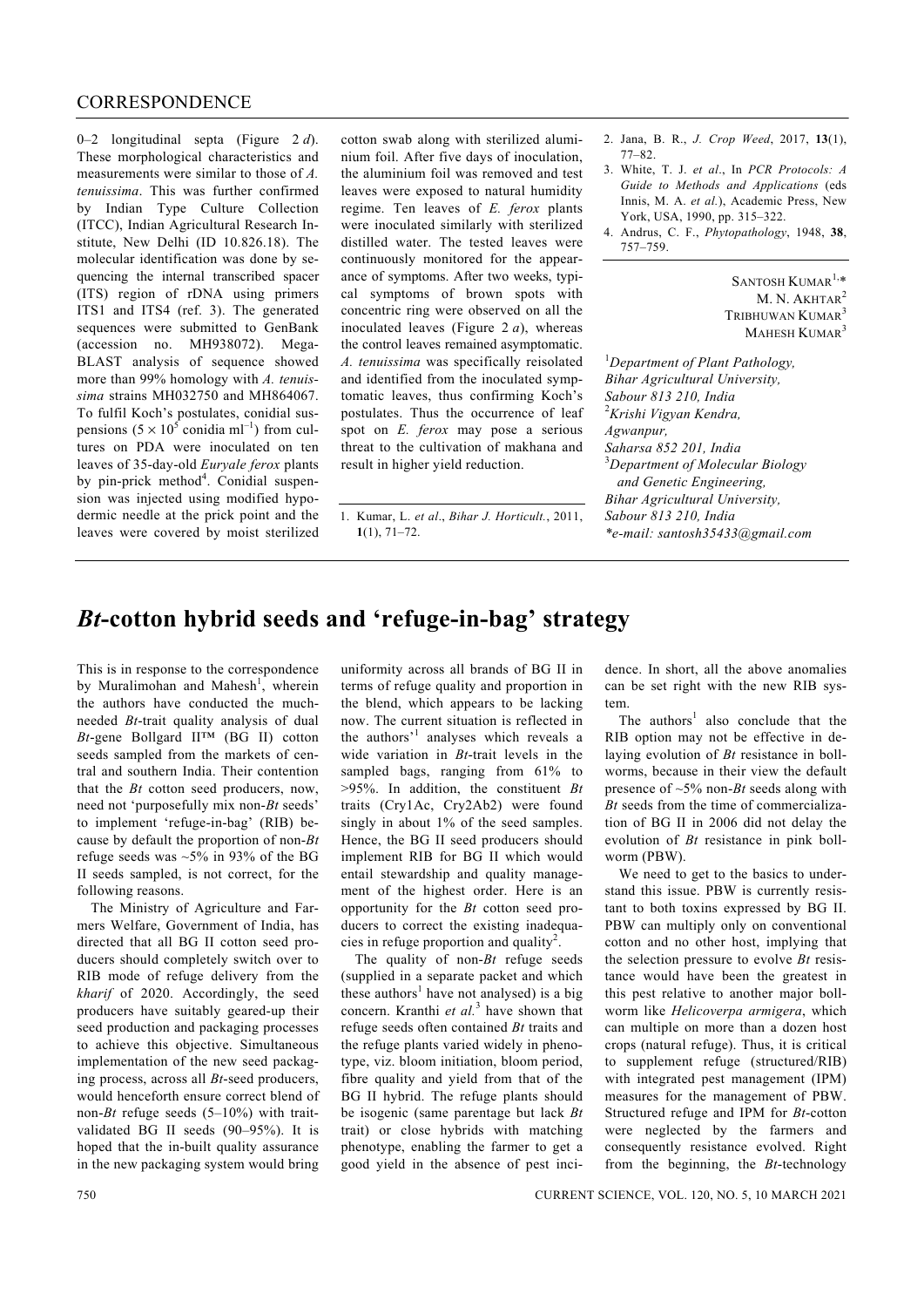0–2 longitudinal septa (Figure 2 *d*). These morphological characteristics and measurements were similar to those of *A. tenuissima*. This was further confirmed by Indian Type Culture Collection (ITCC), Indian Agricultural Research Institute, New Delhi (ID 10.826.18). The molecular identification was done by sequencing the internal transcribed spacer (ITS) region of rDNA using primers ITS1 and ITS4 (ref. 3). The generated sequences were submitted to GenBank (accession no. MH938072). Mega-BLAST analysis of sequence showed more than 99% homology with *A. tenuissima* strains MH032750 and MH864067. To fulfil Koch's postulates, conidial suspensions ($5 \times 10^5$ conidia ml$^{-1}$) from cultures on PDA were inoculated on ten leaves of 35-day-old *Euryale ferox* plants by pin-prick method[4]. Conidial suspension was injected using modified hypodermic needle at the prick point and the leaves were covered by moist sterilized cotton swab along with sterilized aluminium foil. After five days of inoculation, the aluminium foil was removed and test leaves were exposed to natural humidity regime. Ten leaves of *E. ferox* plants were inoculated similarly with sterilized distilled water. The tested leaves were continuously monitored for the appearance of symptoms. After two weeks, typical symptoms of brown spots with concentric ring were observed on all the inoculated leaves (Figure 2 *a*), whereas the control leaves remained asymptomatic. *A. tenuissima* was specifically reisolated and identified from the inoculated symptomatic leaves, thus confirming Koch's postulates. Thus the occurrence of leaf spot on *E. ferox* may pose a serious threat to the cultivation of makhana and result in higher yield reduction.

1. Kumar, L. *et al*., *Bihar J. Horticult.*, 2011, **1**(1), 71–72.
2. Jana, B. R., *J. Crop Weed*, 2017, **13**(1), 77–82.
3. White, T. J. *et al*., In *PCR Protocols: A Guide to Methods and Applications* (eds Innis, M. A. *et al.*), Academic Press, New York, USA, 1990, pp. 315–322.
4. Andrus, C. F., *Phytopathology*, 1948, **38**, 757–759.

SANTOSH KUMAR[1,*]
M. N. AKHTAR[2]
TRIBHUWAN KUMAR[3]
MAHESH KUMAR[3]

[1]*Department of Plant Pathology, Bihar Agricultural University, Sabour 813 210, India*
[2]*Krishi Vigyan Kendra, Agwanpur, Saharsa 852 201, India*
[3]*Department of Molecular Biology and Genetic Engineering, Bihar Agricultural University, Sabour 813 210, India*
*\*e-mail: santosh35433@gmail.com*

# *Bt*-cotton hybrid seeds and 'refuge-in-bag' strategy

This is in response to the correspondence by Muralimohan and Mahesh[1], wherein the authors have conducted the much-needed *Bt*-trait quality analysis of dual *Bt*-gene Bollgard II™ (BG II) cotton seeds sampled from the markets of central and southern India. Their contention that the *Bt* cotton seed producers, now, need not 'purposefully mix non-*Bt* seeds' to implement 'refuge-in-bag' (RIB) because by default the proportion of non-*Bt* refuge seeds was ~5% in 93% of the BG II seeds sampled, is not correct, for the following reasons.

The Ministry of Agriculture and Farmers Welfare, Government of India, has directed that all BG II cotton seed producers should completely switch over to RIB mode of refuge delivery from the *kharif* of 2020. Accordingly, the seed producers have suitably geared-up their seed production and packaging processes to achieve this objective. Simultaneous implementation of the new seed packaging process, across all *Bt*-seed producers, would henceforth ensure correct blend of non-*Bt* refuge seeds (5–10%) with trait-validated BG II seeds (90–95%). It is hoped that the in-built quality assurance in the new packaging system would bring uniformity across all brands of BG II in terms of refuge quality and proportion in the blend, which appears to be lacking now. The current situation is reflected in the authors'[1] analyses which reveals a wide variation in *Bt*-trait levels in the sampled bags, ranging from 61% to >95%. In addition, the constituent *Bt* traits (Cry1Ac, Cry2Ab2) were found singly in about 1% of the seed samples. Hence, the BG II seed producers should implement RIB for BG II which would entail stewardship and quality management of the highest order. Here is an opportunity for the *Bt* cotton seed producers to correct the existing inadequacies in refuge proportion and quality[2].

The quality of non-*Bt* refuge seeds (supplied in a separate packet and which these authors[1] have not analysed) is a big concern. Kranthi *et al.*[3] have shown that refuge seeds often contained *Bt* traits and the refuge plants varied widely in phenotype, viz. bloom initiation, bloom period, fibre quality and yield from that of the BG II hybrid. The refuge plants should be isogenic (same parentage but lack *Bt* trait) or close hybrids with matching phenotype, enabling the farmer to get a good yield in the absence of pest incidence. In short, all the above anomalies can be set right with the new RIB system.

The authors[1] also conclude that the RIB option may not be effective in delaying evolution of *Bt* resistance in bollworms, because in their view the default presence of ~5% non-*Bt* seeds along with *Bt* seeds from the time of commercialization of BG II in 2006 did not delay the evolution of *Bt* resistance in pink bollworm (PBW).

We need to get to the basics to understand this issue. PBW is currently resistant to both toxins expressed by BG II. PBW can multiply only on conventional cotton and no other host, implying that the selection pressure to evolve *Bt* resistance would have been the greatest in this pest relative to another major bollworm like *Helicoverpa armigera*, which can multiple on more than a dozen host crops (natural refuge). Thus, it is critical to supplement refuge (structured/RIB) with integrated pest management (IPM) measures for the management of PBW. Structured refuge and IPM for *Bt*-cotton were neglected by the farmers and consequently resistance evolved. Right from the beginning, the *Bt*-technology